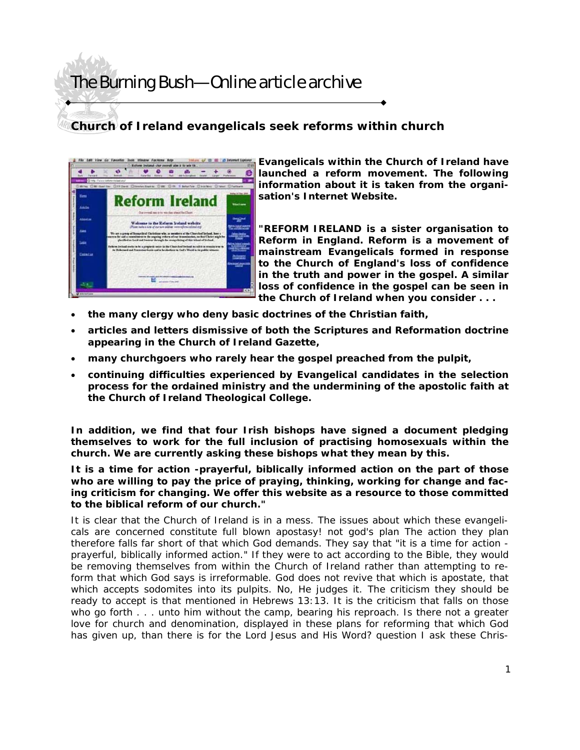## Church of Ireland evangelicals seek reforms within church

**Evangelicals within the Church of Ireland have launched a reform movement. The following information about it is taken from the organisation's Internet Website.**

**"REFORM IRELAND is a sister organisation to Reform in England. Reform is a movement of mainstream Evangelicals formed in response to the Church of England's loss of confidence in the truth and power in the gospel. A similar loss of confidence in the gospel can be seen in the Church of Ireland when you consider . . .**

- **the many clergy who deny basic doctrines of the Christian faith,**
- **articles and letters dismissive of both the Scriptures and Reformation doctrine appearing in the Church of Ireland Gazette,**
- **many churchgoers who rarely hear the gospel preached from the pulpit,**
- **continuing difficulties experienced by Evangelical candidates in the selection process for the ordained ministry and the undermining of the apostolic faith at the Church of Ireland Theological College.**

**In addition, we find that four Irish bishops have signed a document pledging themselves to work for the full inclusion of practising homosexuals within the church. We are currently asking these bishops what they mean by this.**

**It is a time for action -prayerful, biblically informed action on the part of those who are willing to pay the price of praying, thinking, working for change and facing criticism for changing. We offer this website as a resource to those committed to the biblical reform of our church."**

It is clear that the Church of Ireland is in a mess. The issues about which these evangelicals are concerned constitute full blown apostasy! not god's plan The action they plan therefore falls far short of that which God demands. They say that "it is a time for action - prayerful, biblically informed action." If they were to act according to the Bible, they would be removing themselves from within the Church of Ireland rather than attempting to reform that which God says is irreformable. God does not revive that which is apostate, that which accepts sodomites into its pulpits. No, He judges it. The criticism they should be ready to accept is that mentioned in Hebrews 13:13. It is the criticism that falls on those who go forth . . . unto him without the camp, bearing his reproach. Is there not a greater love for church and denomination, displayed in these plans for reforming that which God has given up, than there is for the Lord Jesus and His Word? question I ask these Chris-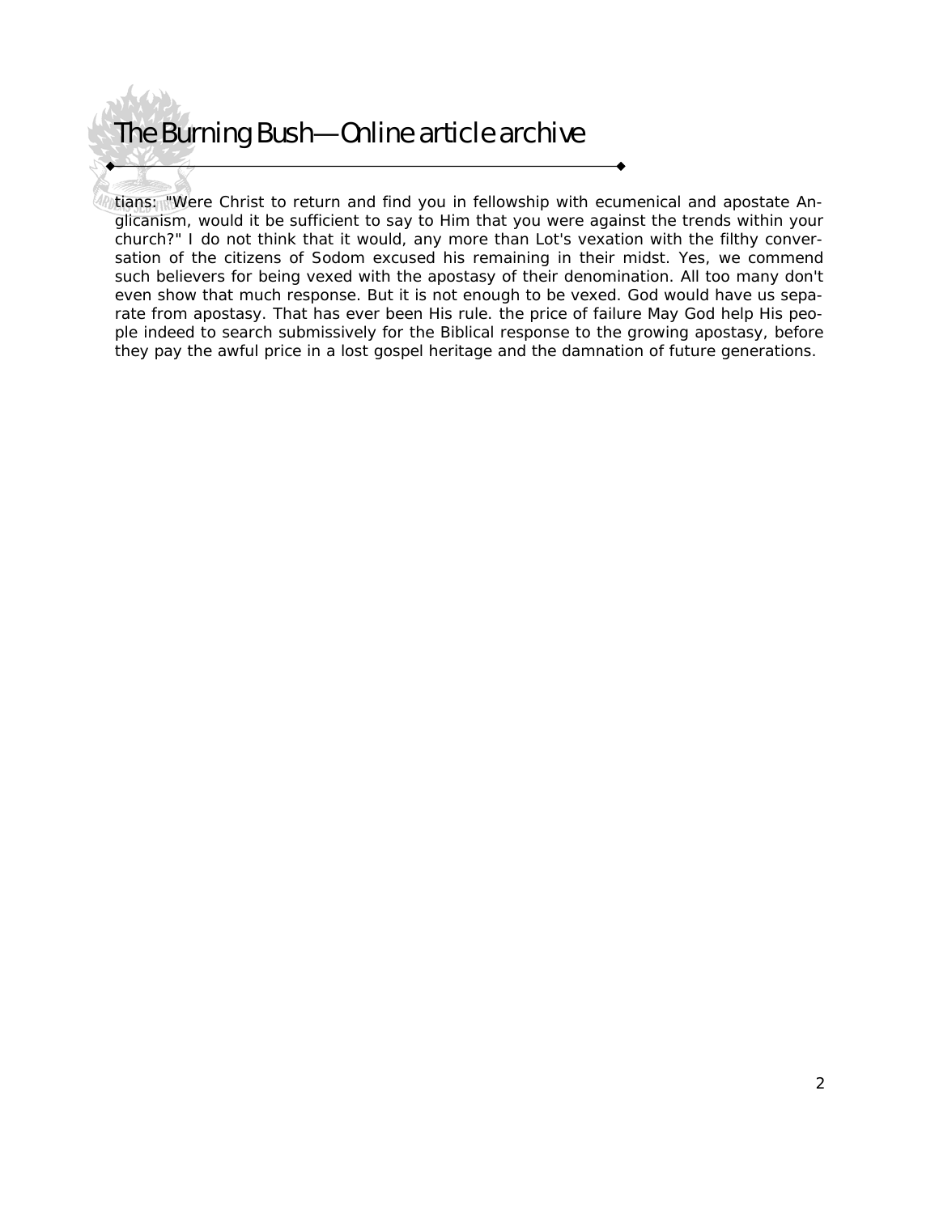tians: "Were Christ to return and find you in fellowship with ecumenical and apostate Anglicanism, would it be sufficient to say to Him that you were against the trends within your church?" I do not think that it would, any more than Lot's vexation with the filthy conversation of the citizens of Sodom excused his remaining in their midst. Yes, we commend such believers for being vexed with the apostasy of their denomination. All too many don't even show that much response. But it is not enough to be vexed. God would have us separate from apostasy. That has ever been His rule. the price of failure May God help His people indeed to search submissively for the Biblical response to the growing apostasy, before they pay the awful price in a lost gospel heritage and the damnation of future generations.